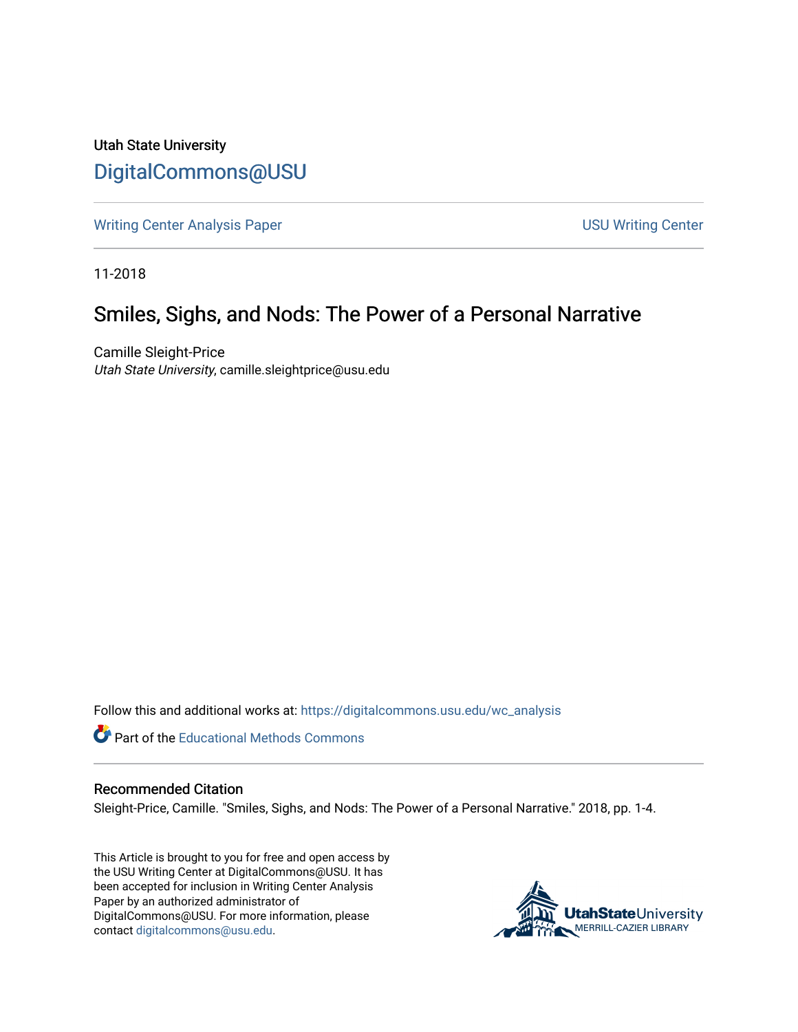Utah State University

DigitalCommons@USU

Writing Center Analysis Paper

USU Writing Center

11-2018

# Smiles, Sighs, and Nods: The Power of a Personal Narrative

Camille Sleight-Price
*Utah State University*, camille.sleightprice@usu.edu

Follow this and additional works at: https://digitalcommons.usu.edu/wc_analysis

Part of the Educational Methods Commons

## Recommended Citation

Sleight-Price, Camille. "Smiles, Sighs, and Nods: The Power of a Personal Narrative." 2018, pp. 1-4.

This Article is brought to you for free and open access by the USU Writing Center at DigitalCommons@USU. It has been accepted for inclusion in Writing Center Analysis Paper by an authorized administrator of DigitalCommons@USU. For more information, please contact digitalcommons@usu.edu.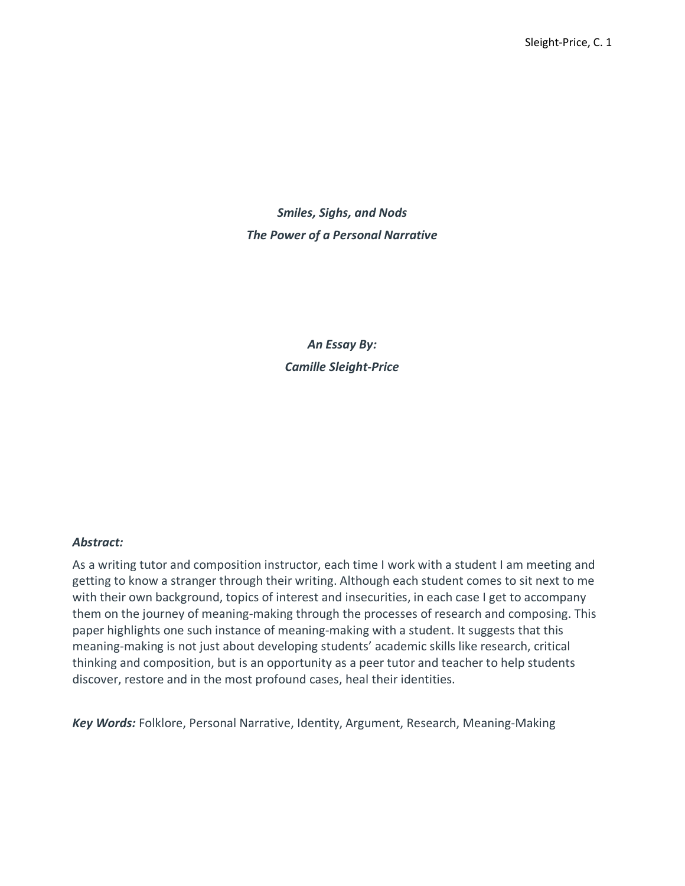***Smiles, Sighs, and Nods***
***The Power of a Personal Narrative***

***An Essay By:***
***Camille Sleight-Price***

***Abstract:***

As a writing tutor and composition instructor, each time I work with a student I am meeting and getting to know a stranger through their writing. Although each student comes to sit next to me with their own background, topics of interest and insecurities, in each case I get to accompany them on the journey of meaning-making through the processes of research and composing. This paper highlights one such instance of meaning-making with a student. It suggests that this meaning-making is not just about developing students' academic skills like research, critical thinking and composition, but is an opportunity as a peer tutor and teacher to help students discover, restore and in the most profound cases, heal their identities.

***Key Words:*** Folklore, Personal Narrative, Identity, Argument, Research, Meaning-Making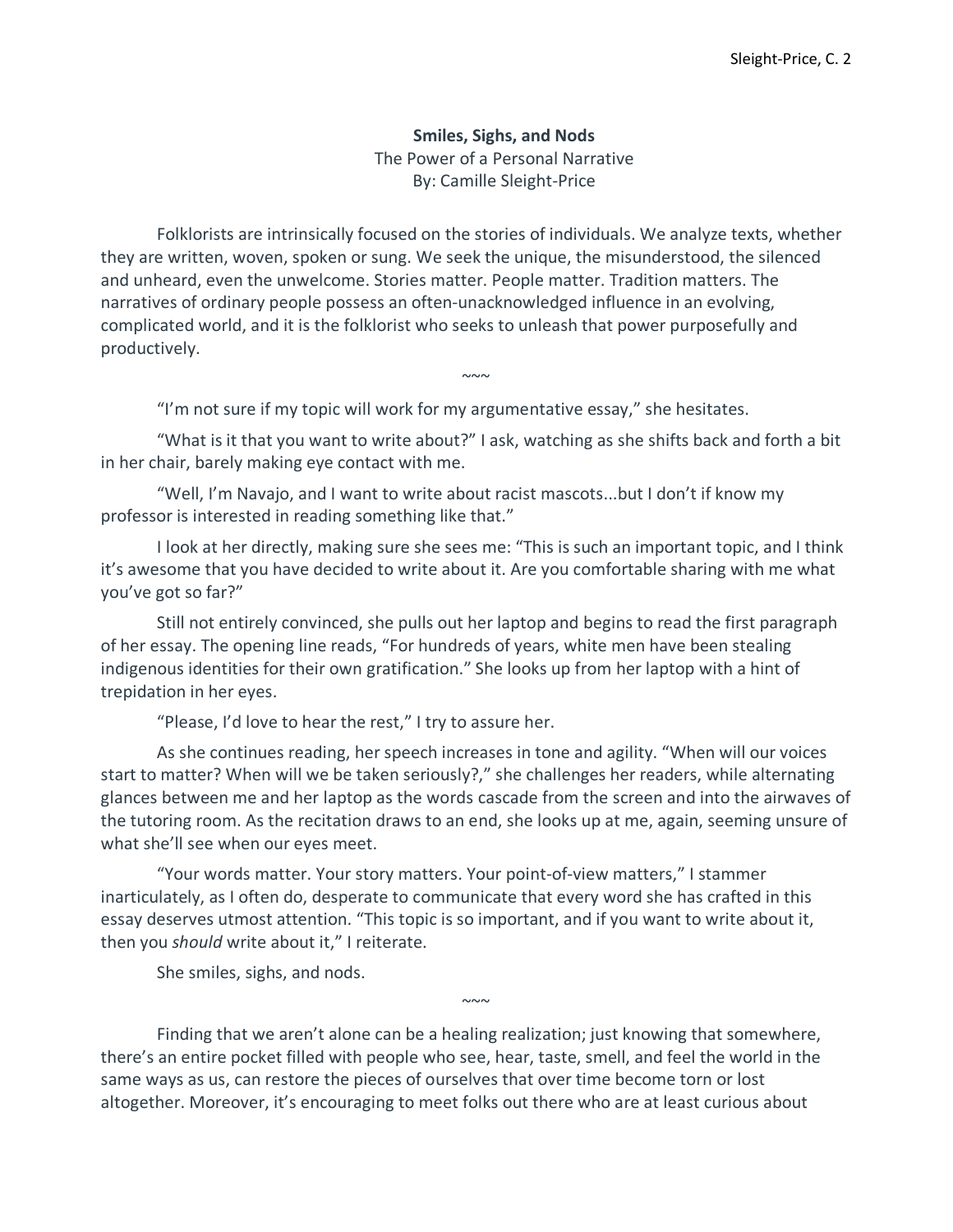**Smiles, Sighs, and Nods**

The Power of a Personal Narrative

By: Camille Sleight-Price

Folklorists are intrinsically focused on the stories of individuals. We analyze texts, whether they are written, woven, spoken or sung. We seek the unique, the misunderstood, the silenced and unheard, even the unwelcome. Stories matter. People matter. Tradition matters. The narratives of ordinary people possess an often-unacknowledged influence in an evolving, complicated world, and it is the folklorist who seeks to unleash that power purposefully and productively.

~~~

"I'm not sure if my topic will work for my argumentative essay," she hesitates.

"What is it that you want to write about?" I ask, watching as she shifts back and forth a bit in her chair, barely making eye contact with me.

"Well, I'm Navajo, and I want to write about racist mascots...but I don't if know my professor is interested in reading something like that."

I look at her directly, making sure she sees me: "This is such an important topic, and I think it's awesome that you have decided to write about it. Are you comfortable sharing with me what you've got so far?"

Still not entirely convinced, she pulls out her laptop and begins to read the first paragraph of her essay. The opening line reads, "For hundreds of years, white men have been stealing indigenous identities for their own gratification." She looks up from her laptop with a hint of trepidation in her eyes.

"Please, I'd love to hear the rest," I try to assure her.

As she continues reading, her speech increases in tone and agility. "When will our voices start to matter? When will we be taken seriously?," she challenges her readers, while alternating glances between me and her laptop as the words cascade from the screen and into the airwaves of the tutoring room. As the recitation draws to an end, she looks up at me, again, seeming unsure of what she'll see when our eyes meet.

"Your words matter. Your story matters. Your point-of-view matters," I stammer inarticulately, as I often do, desperate to communicate that every word she has crafted in this essay deserves utmost attention. "This topic is so important, and if you want to write about it, then you *should* write about it," I reiterate.

She smiles, sighs, and nods.

~~~

Finding that we aren't alone can be a healing realization; just knowing that somewhere, there's an entire pocket filled with people who see, hear, taste, smell, and feel the world in the same ways as us, can restore the pieces of ourselves that over time become torn or lost altogether. Moreover, it's encouraging to meet folks out there who are at least curious about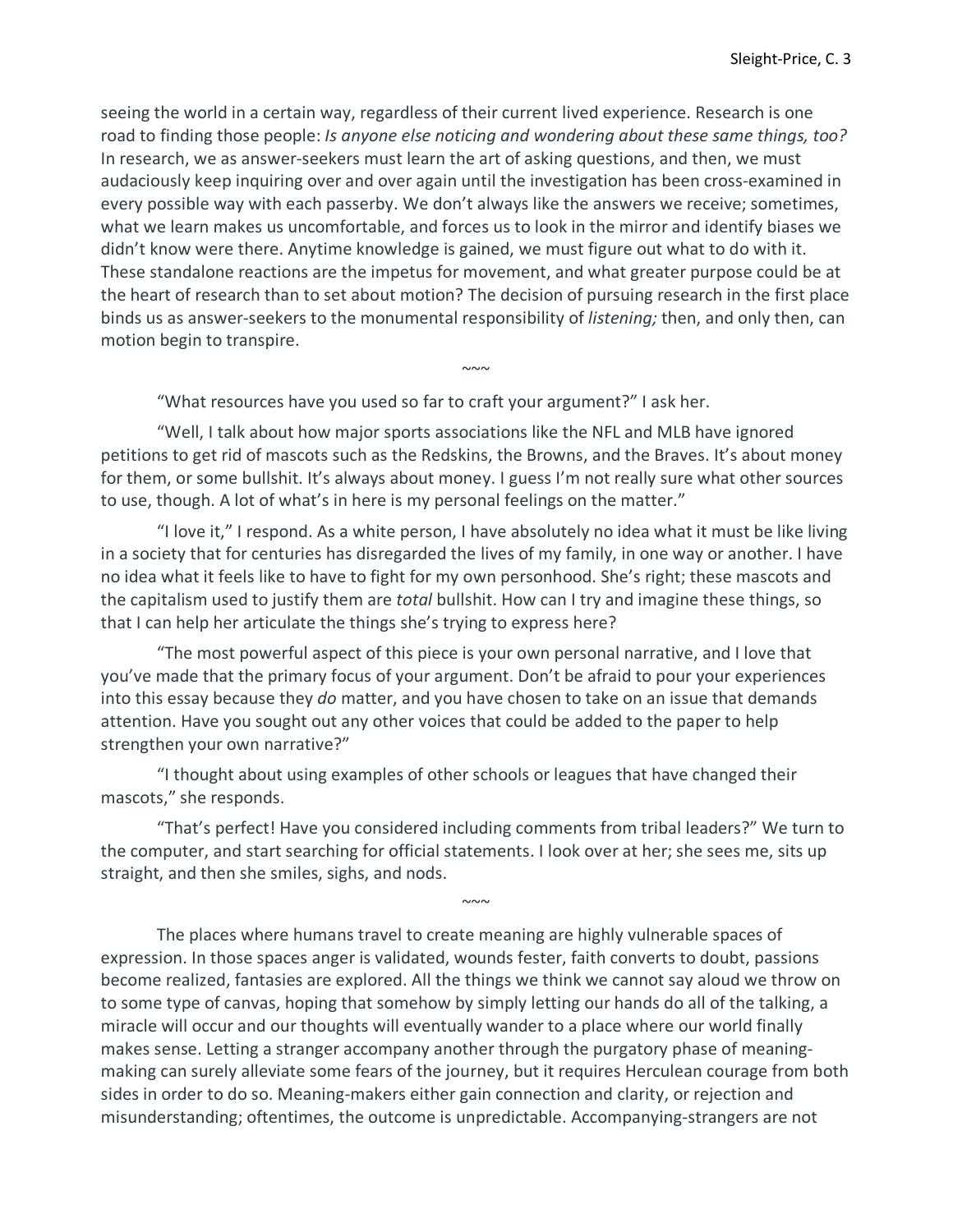seeing the world in a certain way, regardless of their current lived experience. Research is one road to finding those people: *Is anyone else noticing and wondering about these same things, too?* In research, we as answer-seekers must learn the art of asking questions, and then, we must audaciously keep inquiring over and over again until the investigation has been cross-examined in every possible way with each passerby. We don't always like the answers we receive; sometimes, what we learn makes us uncomfortable, and forces us to look in the mirror and identify biases we didn't know were there. Anytime knowledge is gained, we must figure out what to do with it. These standalone reactions are the impetus for movement, and what greater purpose could be at the heart of research than to set about motion? The decision of pursuing research in the first place binds us as answer-seekers to the monumental responsibility of *listening;* then, and only then, can motion begin to transpire.

~~~

"What resources have you used so far to craft your argument?" I ask her.

"Well, I talk about how major sports associations like the NFL and MLB have ignored petitions to get rid of mascots such as the Redskins, the Browns, and the Braves. It's about money for them, or some bullshit. It's always about money. I guess I'm not really sure what other sources to use, though. A lot of what's in here is my personal feelings on the matter."

"I love it," I respond. As a white person, I have absolutely no idea what it must be like living in a society that for centuries has disregarded the lives of my family, in one way or another. I have no idea what it feels like to have to fight for my own personhood. She's right; these mascots and the capitalism used to justify them are *total* bullshit. How can I try and imagine these things, so that I can help her articulate the things she's trying to express here?

"The most powerful aspect of this piece is your own personal narrative, and I love that you've made that the primary focus of your argument. Don't be afraid to pour your experiences into this essay because they *do* matter, and you have chosen to take on an issue that demands attention. Have you sought out any other voices that could be added to the paper to help strengthen your own narrative?"

"I thought about using examples of other schools or leagues that have changed their mascots," she responds.

"That's perfect! Have you considered including comments from tribal leaders?" We turn to the computer, and start searching for official statements. I look over at her; she sees me, sits up straight, and then she smiles, sighs, and nods.

~~~

The places where humans travel to create meaning are highly vulnerable spaces of expression. In those spaces anger is validated, wounds fester, faith converts to doubt, passions become realized, fantasies are explored. All the things we think we cannot say aloud we throw on to some type of canvas, hoping that somehow by simply letting our hands do all of the talking, a miracle will occur and our thoughts will eventually wander to a place where our world finally makes sense. Letting a stranger accompany another through the purgatory phase of meaning-making can surely alleviate some fears of the journey, but it requires Herculean courage from both sides in order to do so. Meaning-makers either gain connection and clarity, or rejection and misunderstanding; oftentimes, the outcome is unpredictable. Accompanying-strangers are not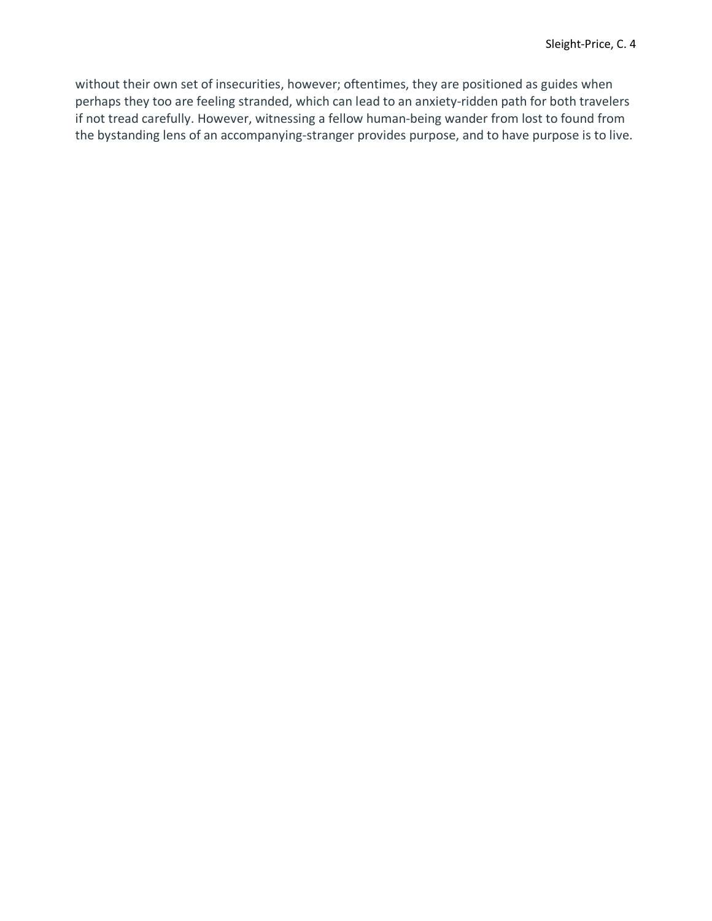without their own set of insecurities, however; oftentimes, they are positioned as guides when perhaps they too are feeling stranded, which can lead to an anxiety-ridden path for both travelers if not tread carefully. However, witnessing a fellow human-being wander from lost to found from the bystanding lens of an accompanying-stranger provides purpose, and to have purpose is to live.